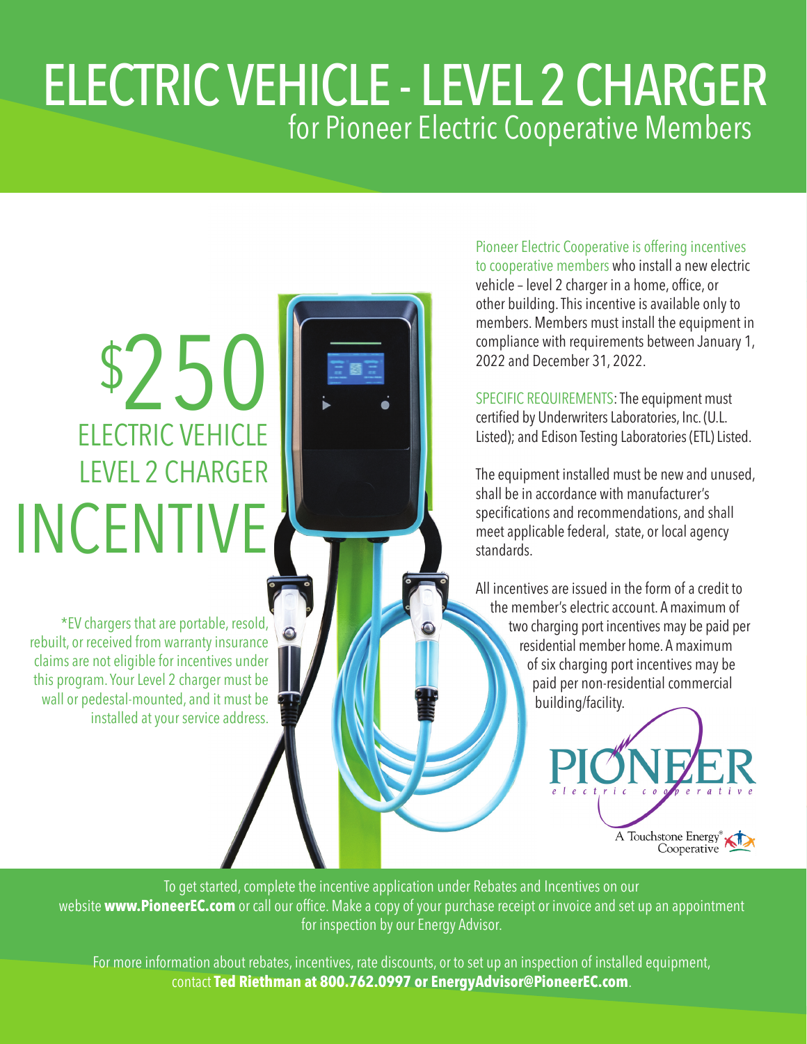# ELECTRIC VEHICLE - LEVEL 2 CHARGER

## for Pioneer Electric Cooperative Members

## $250 ELECTRIC VEHICLE LEVEL 2 CHARGER INCENTIVE

*EV chargers that are portable, resold, rebuilt, or received from warranty insurance claims are not eligible for incentives under this program. Your Level 2 charger must be wall or pedestal-mounted, and it must be installed at your service address.

Pioneer Electric Cooperative is offering incentives to cooperative members who install a new electric vehicle – level 2 charger in a home, office, or other building. This incentive is available only to members. Members must install the equipment in compliance with requirements between January 1, 2022 and December 31, 2022.

SPECIFIC REQUIREMENTS: The equipment must certified by Underwriters Laboratories, Inc. (U.L. Listed); and Edison Testing Laboratories (ETL) Listed.

The equipment installed must be new and unused, shall be in accordance with manufacturer's specifications and recommendations, and shall meet applicable federal, state, or local agency standards.

All incentives are issued in the form of a credit to the member's electric account. A maximum of two charging port incentives may be paid per residential member home. A maximum of six charging port incentives may be paid per non-residential commercial building/facility.

PIONEER electric cooperative

A Touchstone Energy® Cooperative

To get started, complete the incentive application under Rebates and Incentives on our website **www.PioneerEC.com** or call our office. Make a copy of your purchase receipt or invoice and set up an appointment for inspection by our Energy Advisor.

For more information about rebates, incentives, rate discounts, or to set up an inspection of installed equipment, contact **Ted Riethman at 800.762.0997 or EnergyAdvisor@PioneerEC.com**.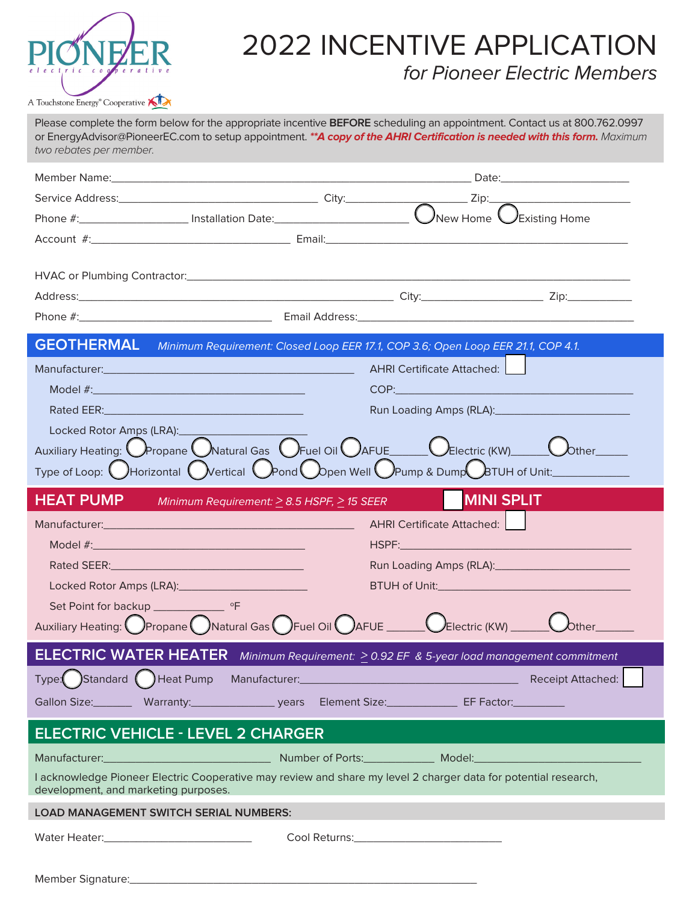PIONEER
electric cooperative
A Touchstone Energy® Cooperative

# 2022 INCENTIVE APPLICATION

*for Pioneer Electric Members*

Please complete the form below for the appropriate incentive **BEFORE** scheduling an appointment. Contact us at 800.762.0997 or EnergyAdvisor@PioneerEC.com to setup appointment. ***\*\*A copy of the AHRI Certification is needed with this form.*** *Maximum two rebates per member.*

Member Name:______________________________ Date:______________

Service Address:______________________ City:______________ Zip:______________

Phone #:____________ Installation Date:______________ ◯ New Home ◯ Existing Home

Account #:______________________ Email:______________________________

HVAC or Plumbing Contractor:______________________________________________

Address:______________________________ City:______________ Zip:________

Phone #:______________________ Email Address:______________________________

## GEOTHERMAL

*Minimum Requirement: Closed Loop EER 17.1, COP 3.6; Open Loop EER 21.1, COP 4.1.*

Manufacturer:______________________________ AHRI Certificate Attached: ☐

Model #:______________________ COP:______________________

Rated EER:______________________ Run Loading Amps (RLA):______________

Locked Rotor Amps (LRA):______________

Auxiliary Heating: ◯ Propane ◯ Natural Gas ◯ Fuel Oil ◯ AFUE______ ◯ Electric (KW)______ ◯ Other______

Type of Loop: ◯ Horizontal ◯ Vertical ◯ Pond ◯ Open Well ◯ Pump & Dump ◯ BTUH of Unit:____________

## HEAT PUMP

*Minimum Requirement: ≥ 8.5 HSPF, ≥ 15 SEER*

☐ **MINI SPLIT**

Manufacturer:______________________________ AHRI Certificate Attached: ☐

Model #:______________________ HSPF:______________________

Rated SEER:______________________ Run Loading Amps (RLA):______________

Locked Rotor Amps (LRA):______________ BTUH of Unit:______________________

Set Point for backup ____________ °F

Auxiliary Heating: ◯ Propane ◯ Natural Gas ◯ Fuel Oil ◯ AFUE ______ ◯ Electric (KW) ______ ◯ Other______

## ELECTRIC WATER HEATER

*Minimum Requirement: ≥ 0.92 EF & 5-year load management commitment*

Type: ◯ Standard ◯ Heat Pump Manufacturer:______________________ Receipt Attached: ☐

Gallon Size:______ Warranty:____________ years Element Size:____________ EF Factor:________

## ELECTRIC VEHICLE - LEVEL 2 CHARGER

Manufacturer:______________________ Number of Ports:____________ Model:______________________

I acknowledge Pioneer Electric Cooperative may review and share my level 2 charger data for potential research, development, and marketing purposes.

**LOAD MANAGEMENT SWITCH SERIAL NUMBERS:**

Water Heater:______________________ Cool Returns:______________________

Member Signature:______________________________________________